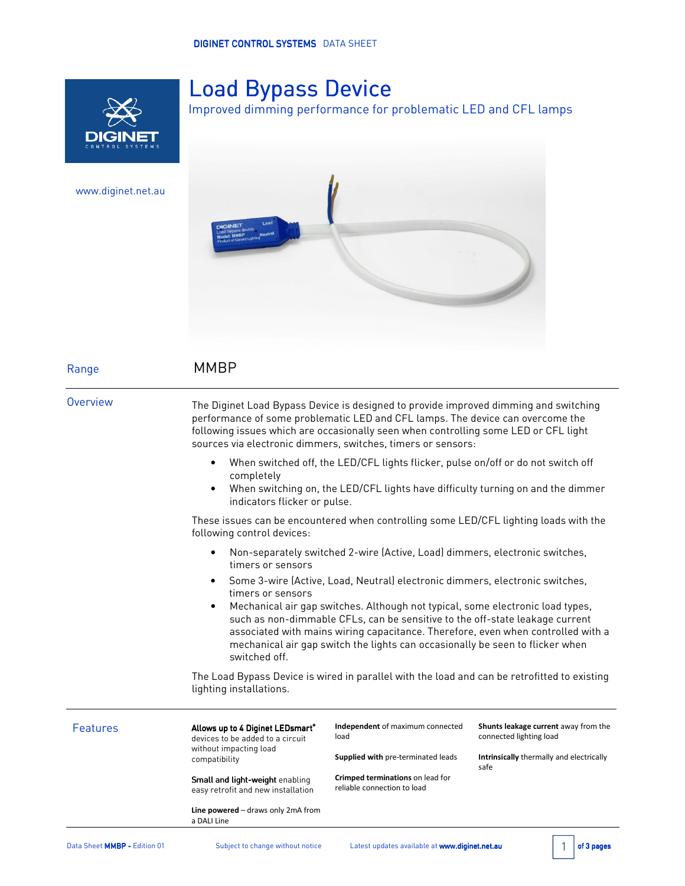DIGINET CONTROL SYSTEMS DATA SHEET

# Load Bypass Device

Improved dimming performance for problematic LED and CFL lamps

www.diginet.net.au

## Range

MMBP

## Overview

The Diginet Load Bypass Device is designed to provide improved dimming and switching performance of some problematic LED and CFL lamps. The device can overcome the following issues which are occasionally seen when controlling some LED or CFL light sources via electronic dimmers, switches, timers or sensors:

- When switched off, the LED/CFL lights flicker, pulse on/off or do not switch off completely
- When switching on, the LED/CFL lights have difficulty turning on and the dimmer indicators flicker or pulse.

These issues can be encountered when controlling some LED/CFL lighting loads with the following control devices:

- Non-separately switched 2-wire (Active, Load) dimmers, electronic switches, timers or sensors
- Some 3-wire (Active, Load, Neutral) electronic dimmers, electronic switches, timers or sensors
- Mechanical air gap switches. Although not typical, some electronic load types, such as non-dimmable CFLs, can be sensitive to the off-state leakage current associated with mains wiring capacitance. Therefore, even when controlled with a mechanical air gap switch the lights can occasionally be seen to flicker when switched off.

The Load Bypass Device is wired in parallel with the load and can be retrofitted to existing lighting installations.

## Features

**Allows up to 4 Diginet LEDsmart**[+] devices to be added to a circuit without impacting load compatibility

**Small and light-weight** enabling easy retrofit and new installation

**Line powered** – draws only 2mA from a DALI Line

**Independent** of maximum connected load

**Supplied with** pre-terminated leads

**Crimped terminations** on lead for reliable connection to load

**Shunts leakage current** away from the connected lighting load

**Intrinsically** thermally and electrically safe

Data Sheet **MMBP** - Edition 01 | Subject to change without notice | Latest updates available at **www.diginet.net.au**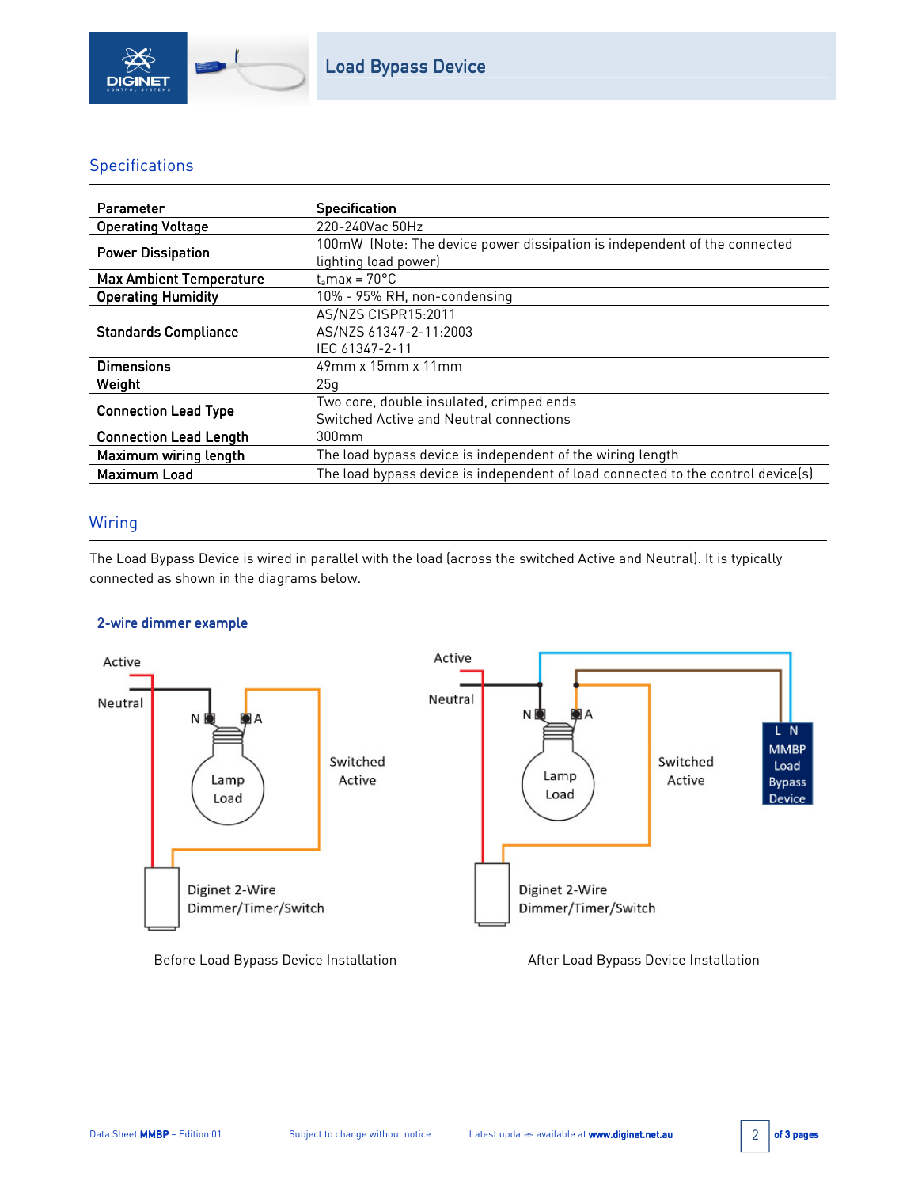## Specifications

| Parameter | Specification |
|---|---|
| Operating Voltage | 220-240Vac 50Hz |
| Power Dissipation | 100mW (Note: The device power dissipation is independent of the connected lighting load power) |
| Max Ambient Temperature | $t_a$max = 70°C |
| Operating Humidity | 10% - 95% RH, non-condensing |
| Standards Compliance | AS/NZS CISPR15:2011<br>AS/NZS 61347-2-11:2003<br>IEC 61347-2-11 |
| Dimensions | 49mm x 15mm x 11mm |
| Weight | 25g |
| Connection Lead Type | Two core, double insulated, crimped ends<br>Switched Active and Neutral connections |
| Connection Lead Length | 300mm |
| Maximum wiring length | The load bypass device is independent of the wiring length |
| Maximum Load | The load bypass device is independent of load connected to the control device(s) |

## Wiring

The Load Bypass Device is wired in parallel with the load (across the switched Active and Neutral). It is typically connected as shown in the diagrams below.

### 2-wire dimmer example

Before Load Bypass Device Installation

After Load Bypass Device Installation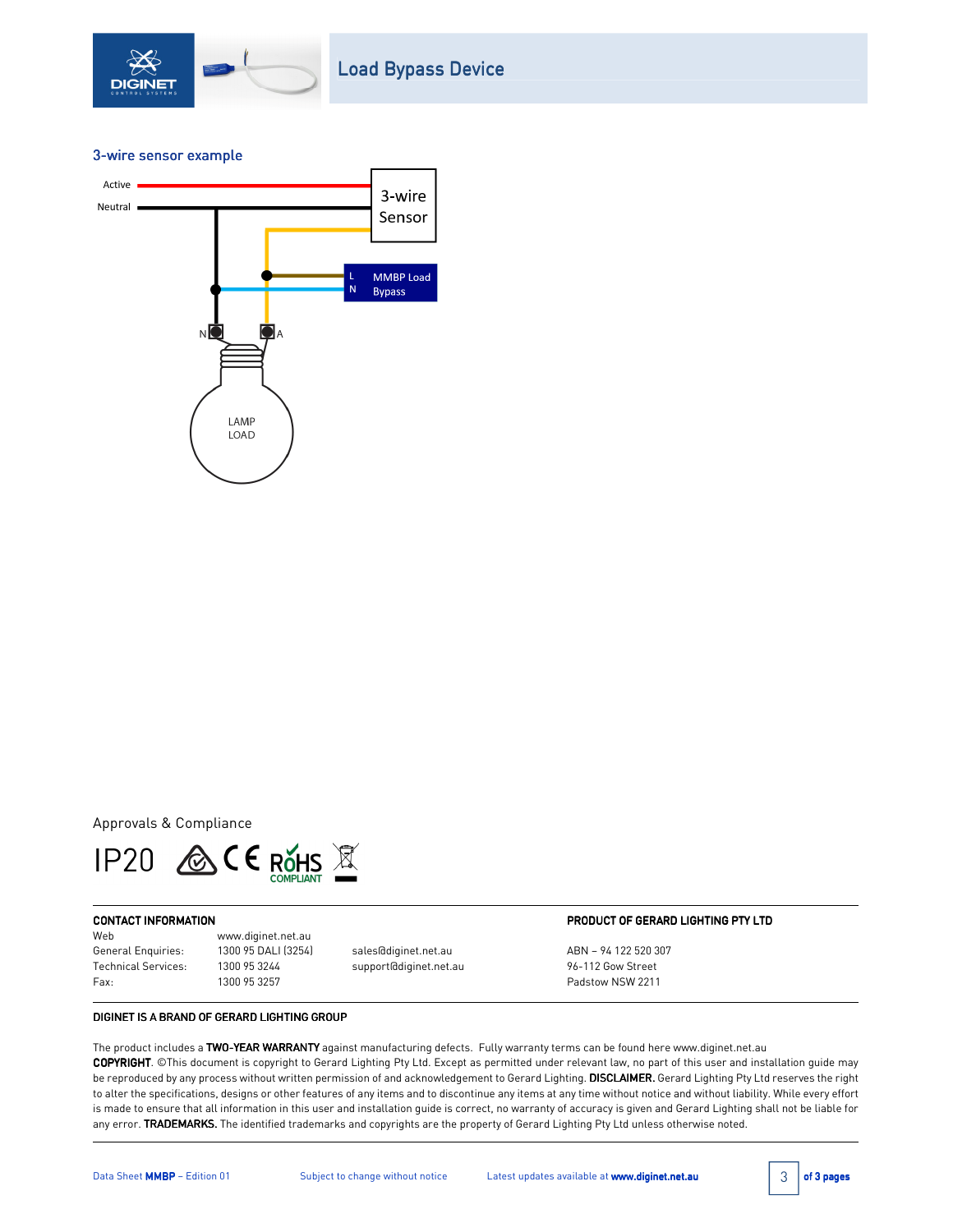### 3-wire sensor example

Active

Neutral

3-wire Sensor

L
N
MMBP Load Bypass

N

A

LAMP LOAD

Approvals & Compliance

IP20

**CONTACT INFORMATION**

| | | |
|---|---|---|
| Web | www.diginet.net.au | |
| General Enquiries: | 1300 95 DALI (3254) | sales@diginet.net.au |
| Technical Services: | 1300 95 3244 | support@diginet.net.au |
| Fax: | 1300 95 3257 | |

**PRODUCT OF GERARD LIGHTING PTY LTD**

ABN – 94 122 520 307
96-112 Gow Street
Padstow NSW 2211

**DIGINET IS A BRAND OF GERARD LIGHTING GROUP**

The product includes a **TWO-YEAR WARRANTY** against manufacturing defects. Fully warranty terms can be found here www.diginet.net.au
**COPYRIGHT**. ©This document is copyright to Gerard Lighting Pty Ltd. Except as permitted under relevant law, no part of this user and installation guide may be reproduced by any process without written permission of and acknowledgement to Gerard Lighting. **DISCLAIMER.** Gerard Lighting Pty Ltd reserves the right to alter the specifications, designs or other features of any items and to discontinue any items at any time without notice and without liability. While every effort is made to ensure that all information in this user and installation guide is correct, no warranty of accuracy is given and Gerard Lighting shall not be liable for any error. **TRADEMARKS.** The identified trademarks and copyrights are the property of Gerard Lighting Pty Ltd unless otherwise noted.